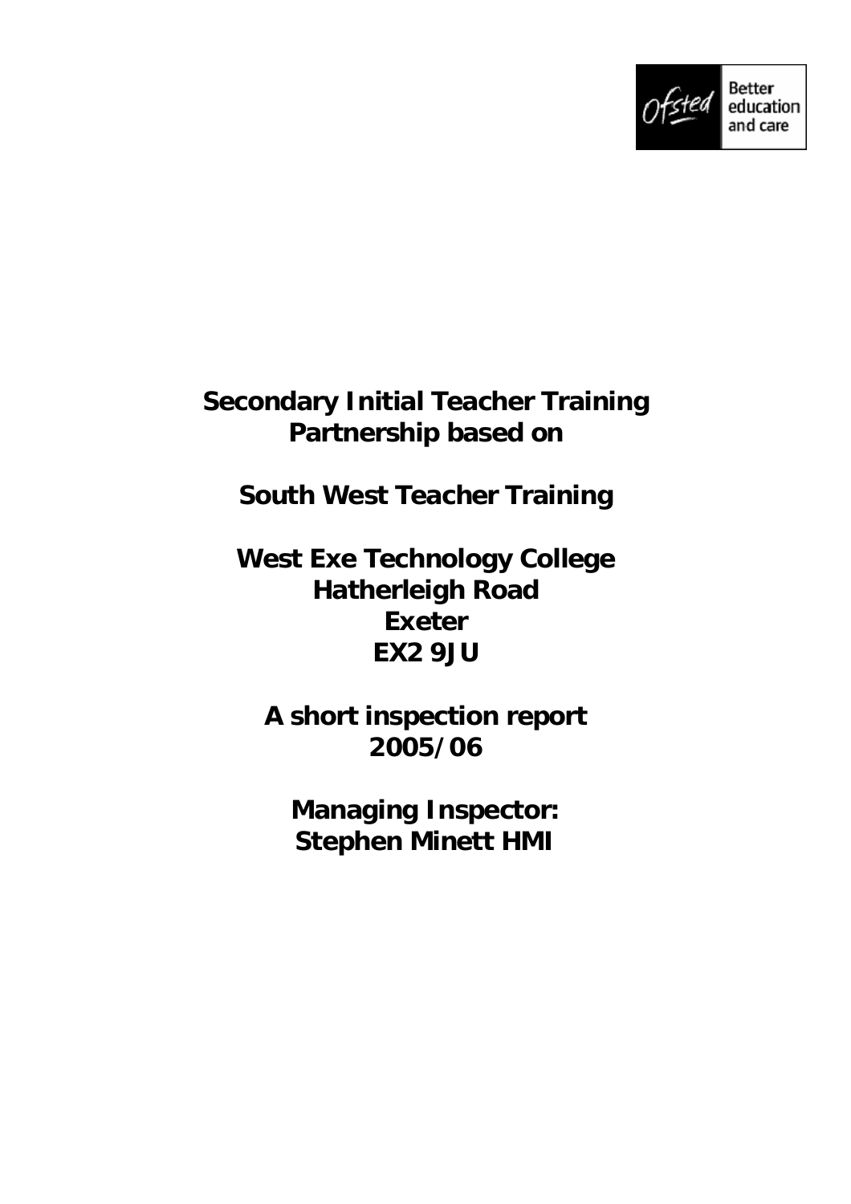Ofsted Better education and care

# Secondary Initial Teacher Training Partnership based on

# South West Teacher Training

**West Exe Technology College**
**Hatherleigh Road**
**Exeter**
**EX2 9JU**

**A short inspection report**
**2005/06**

**Managing Inspector:**
**Stephen Minett HMI**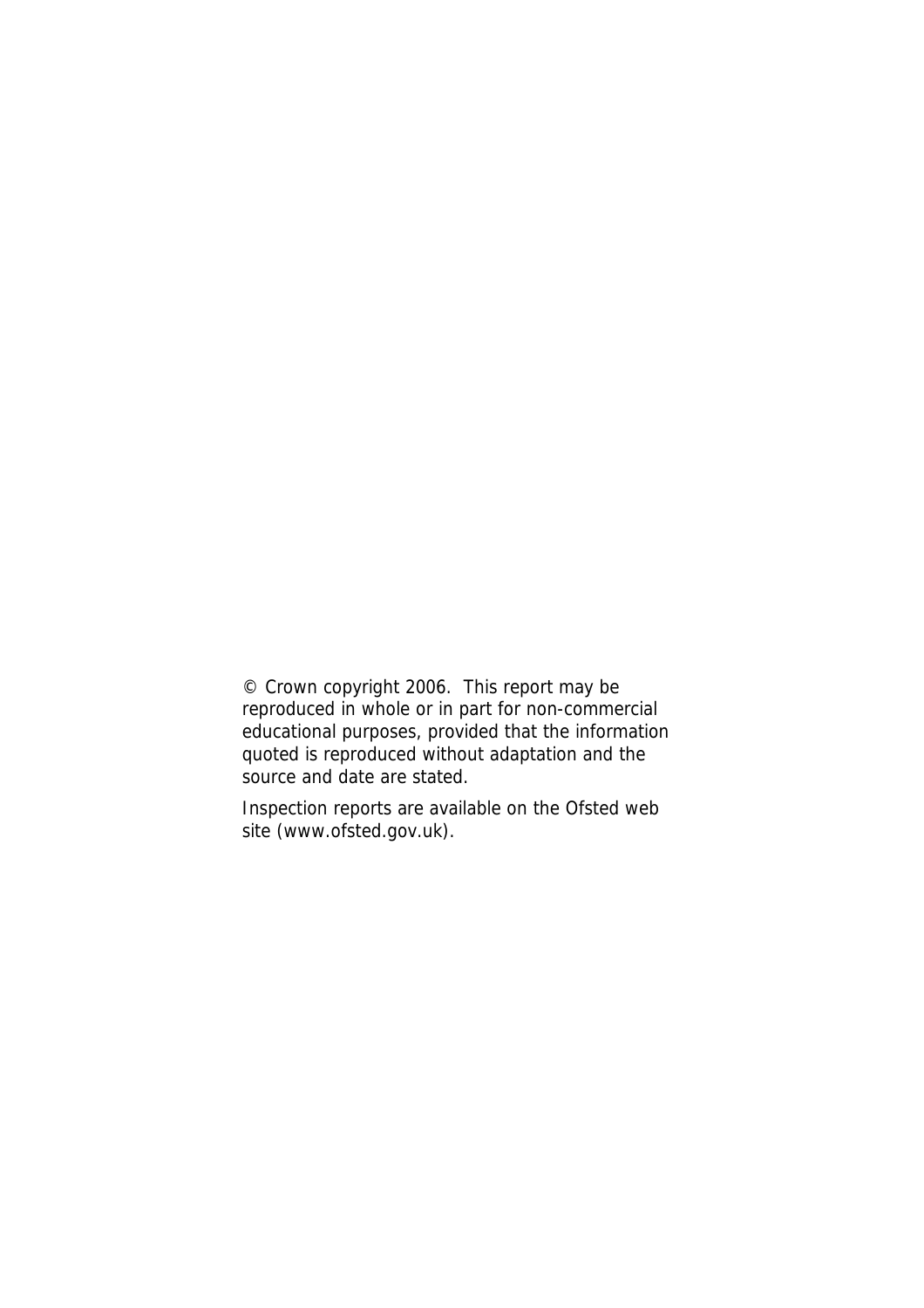© Crown copyright 2006. This report may be reproduced in whole or in part for non-commercial educational purposes, provided that the information quoted is reproduced without adaptation and the source and date are stated.

Inspection reports are available on the Ofsted web site (www.ofsted.gov.uk).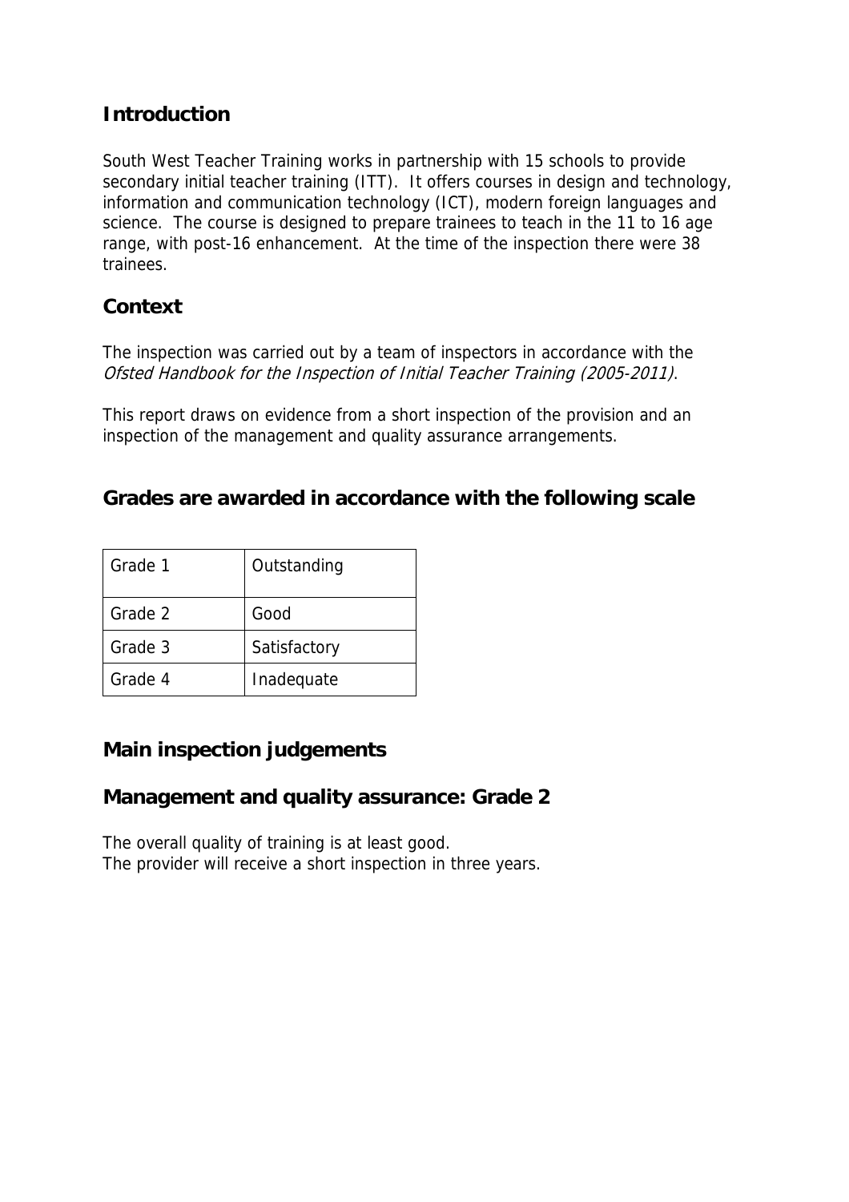## Introduction

South West Teacher Training works in partnership with 15 schools to provide secondary initial teacher training (ITT). It offers courses in design and technology, information and communication technology (ICT), modern foreign languages and science. The course is designed to prepare trainees to teach in the 11 to 16 age range, with post-16 enhancement. At the time of the inspection there were 38 trainees.

## Context

The inspection was carried out by a team of inspectors in accordance with the *Ofsted Handbook for the Inspection of Initial Teacher Training (2005-2011)*.

This report draws on evidence from a short inspection of the provision and an inspection of the management and quality assurance arrangements.

## Grades are awarded in accordance with the following scale

| Grade 1 | Outstanding |
|---|---|
| Grade 2 | Good |
| Grade 3 | Satisfactory |
| Grade 4 | Inadequate |

## Main inspection judgements

## Management and quality assurance: Grade 2

The overall quality of training is at least good.
The provider will receive a short inspection in three years.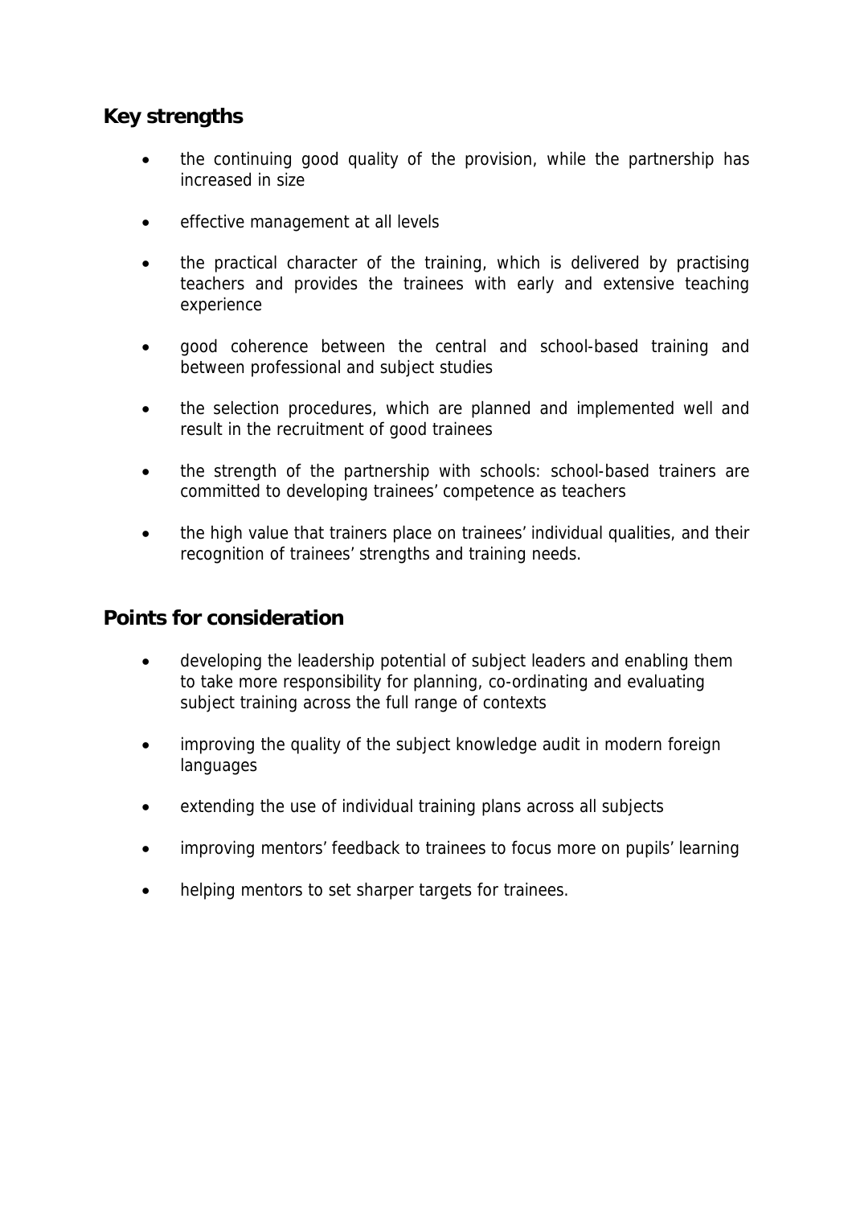## Key strengths

- the continuing good quality of the provision, while the partnership has increased in size
- effective management at all levels
- the practical character of the training, which is delivered by practising teachers and provides the trainees with early and extensive teaching experience
- good coherence between the central and school-based training and between professional and subject studies
- the selection procedures, which are planned and implemented well and result in the recruitment of good trainees
- the strength of the partnership with schools: school-based trainers are committed to developing trainees' competence as teachers
- the high value that trainers place on trainees' individual qualities, and their recognition of trainees' strengths and training needs.

## Points for consideration

- developing the leadership potential of subject leaders and enabling them to take more responsibility for planning, co-ordinating and evaluating subject training across the full range of contexts
- improving the quality of the subject knowledge audit in modern foreign languages
- extending the use of individual training plans across all subjects
- improving mentors' feedback to trainees to focus more on pupils' learning
- helping mentors to set sharper targets for trainees.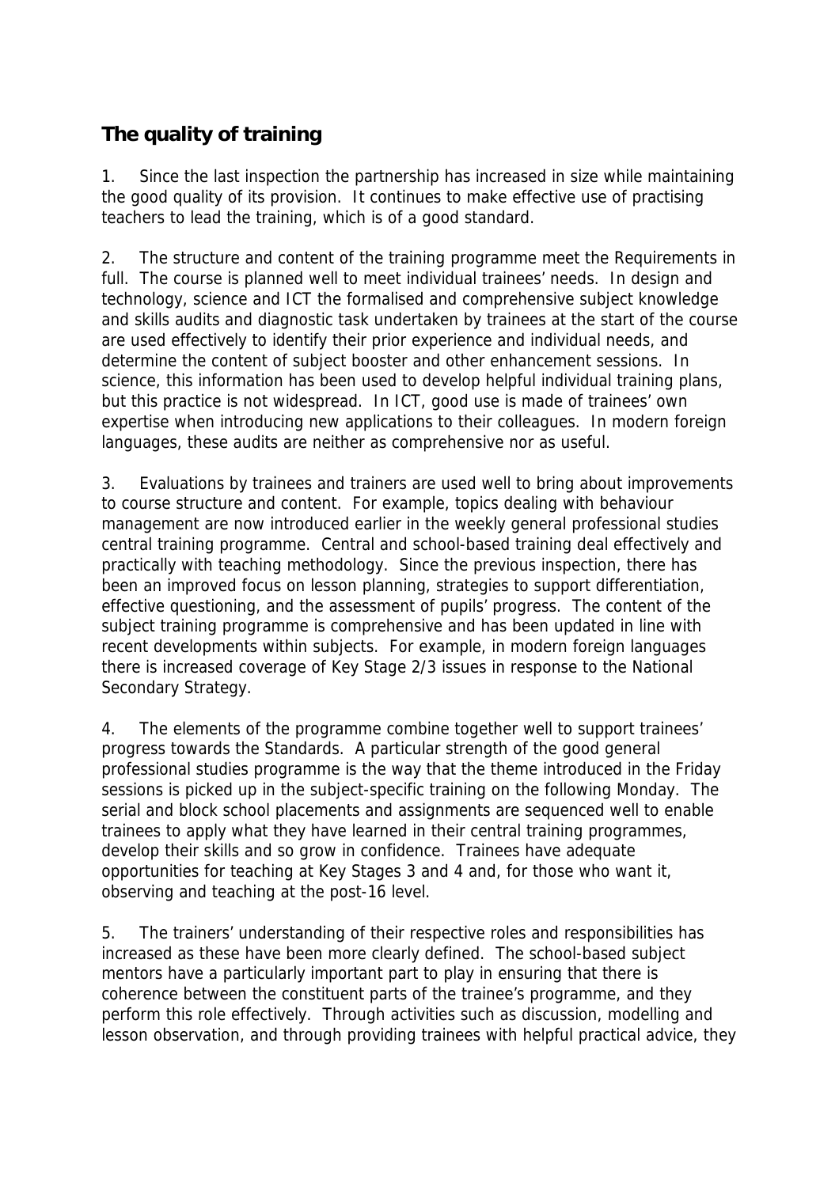## The quality of training

1. Since the last inspection the partnership has increased in size while maintaining the good quality of its provision. It continues to make effective use of practising teachers to lead the training, which is of a good standard.

2. The structure and content of the training programme meet the Requirements in full. The course is planned well to meet individual trainees' needs. In design and technology, science and ICT the formalised and comprehensive subject knowledge and skills audits and diagnostic task undertaken by trainees at the start of the course are used effectively to identify their prior experience and individual needs, and determine the content of subject booster and other enhancement sessions. In science, this information has been used to develop helpful individual training plans, but this practice is not widespread. In ICT, good use is made of trainees' own expertise when introducing new applications to their colleagues. In modern foreign languages, these audits are neither as comprehensive nor as useful.

3. Evaluations by trainees and trainers are used well to bring about improvements to course structure and content. For example, topics dealing with behaviour management are now introduced earlier in the weekly general professional studies central training programme. Central and school-based training deal effectively and practically with teaching methodology. Since the previous inspection, there has been an improved focus on lesson planning, strategies to support differentiation, effective questioning, and the assessment of pupils' progress. The content of the subject training programme is comprehensive and has been updated in line with recent developments within subjects. For example, in modern foreign languages there is increased coverage of Key Stage 2/3 issues in response to the National Secondary Strategy.

4. The elements of the programme combine together well to support trainees' progress towards the Standards. A particular strength of the good general professional studies programme is the way that the theme introduced in the Friday sessions is picked up in the subject-specific training on the following Monday. The serial and block school placements and assignments are sequenced well to enable trainees to apply what they have learned in their central training programmes, develop their skills and so grow in confidence. Trainees have adequate opportunities for teaching at Key Stages 3 and 4 and, for those who want it, observing and teaching at the post-16 level.

5. The trainers' understanding of their respective roles and responsibilities has increased as these have been more clearly defined. The school-based subject mentors have a particularly important part to play in ensuring that there is coherence between the constituent parts of the trainee's programme, and they perform this role effectively. Through activities such as discussion, modelling and lesson observation, and through providing trainees with helpful practical advice, they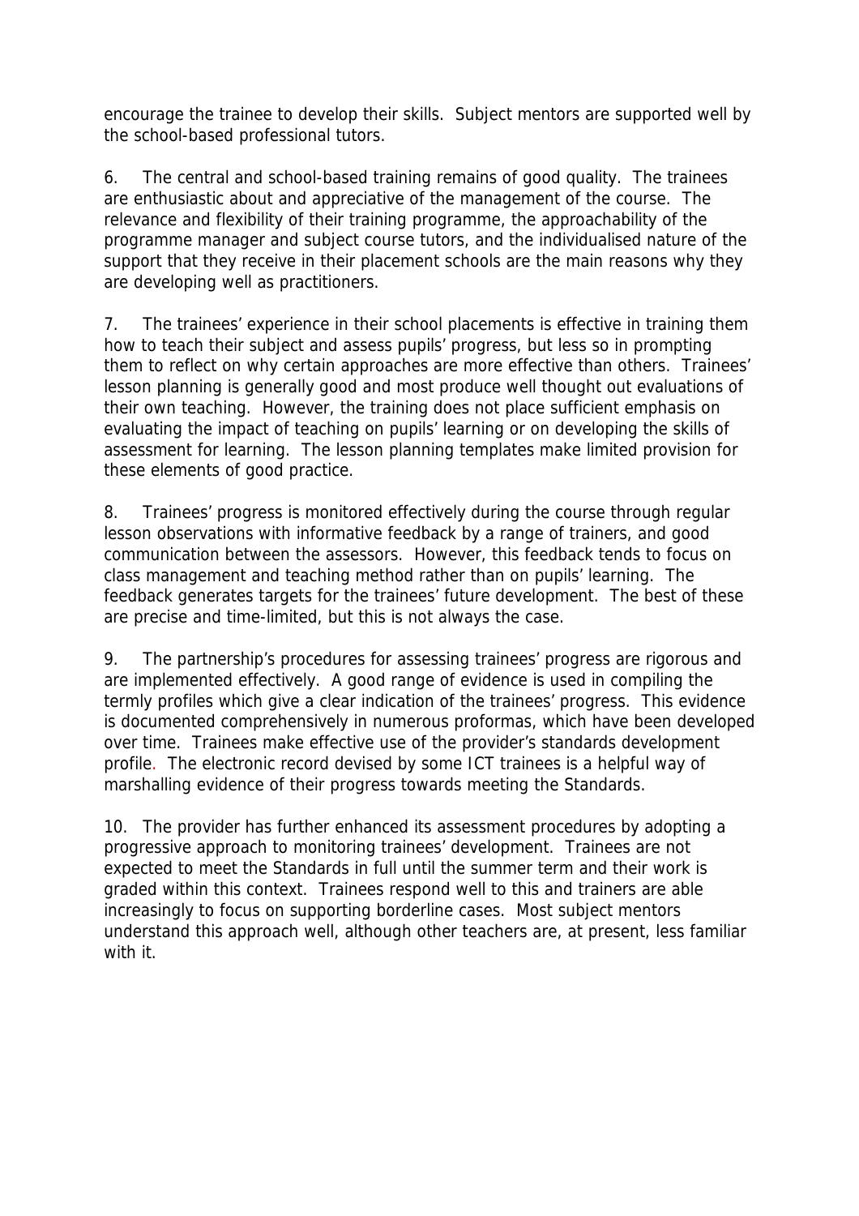encourage the trainee to develop their skills. Subject mentors are supported well by the school-based professional tutors.

6. The central and school-based training remains of good quality. The trainees are enthusiastic about and appreciative of the management of the course. The relevance and flexibility of their training programme, the approachability of the programme manager and subject course tutors, and the individualised nature of the support that they receive in their placement schools are the main reasons why they are developing well as practitioners.

7. The trainees' experience in their school placements is effective in training them how to teach their subject and assess pupils' progress, but less so in prompting them to reflect on why certain approaches are more effective than others. Trainees' lesson planning is generally good and most produce well thought out evaluations of their own teaching. However, the training does not place sufficient emphasis on evaluating the impact of teaching on pupils' learning or on developing the skills of assessment for learning. The lesson planning templates make limited provision for these elements of good practice.

8. Trainees' progress is monitored effectively during the course through regular lesson observations with informative feedback by a range of trainers, and good communication between the assessors. However, this feedback tends to focus on class management and teaching method rather than on pupils' learning. The feedback generates targets for the trainees' future development. The best of these are precise and time-limited, but this is not always the case.

9. The partnership's procedures for assessing trainees' progress are rigorous and are implemented effectively. A good range of evidence is used in compiling the termly profiles which give a clear indication of the trainees' progress. This evidence is documented comprehensively in numerous proformas, which have been developed over time. Trainees make effective use of the provider's standards development profile. The electronic record devised by some ICT trainees is a helpful way of marshalling evidence of their progress towards meeting the Standards.

10. The provider has further enhanced its assessment procedures by adopting a progressive approach to monitoring trainees' development. Trainees are not expected to meet the Standards in full until the summer term and their work is graded within this context. Trainees respond well to this and trainers are able increasingly to focus on supporting borderline cases. Most subject mentors understand this approach well, although other teachers are, at present, less familiar with it.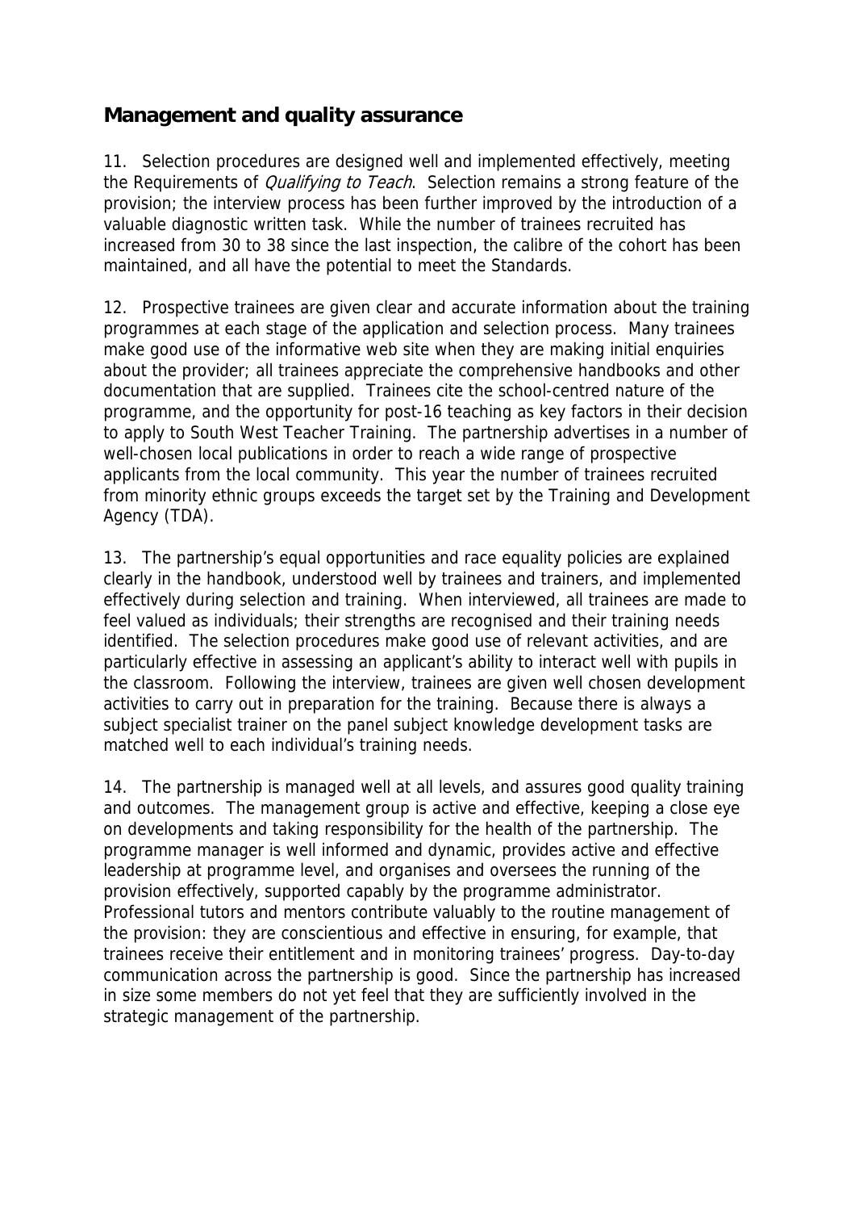## Management and quality assurance

11. Selection procedures are designed well and implemented effectively, meeting the Requirements of *Qualifying to Teach*. Selection remains a strong feature of the provision; the interview process has been further improved by the introduction of a valuable diagnostic written task. While the number of trainees recruited has increased from 30 to 38 since the last inspection, the calibre of the cohort has been maintained, and all have the potential to meet the Standards.

12. Prospective trainees are given clear and accurate information about the training programmes at each stage of the application and selection process. Many trainees make good use of the informative web site when they are making initial enquiries about the provider; all trainees appreciate the comprehensive handbooks and other documentation that are supplied. Trainees cite the school-centred nature of the programme, and the opportunity for post-16 teaching as key factors in their decision to apply to South West Teacher Training. The partnership advertises in a number of well-chosen local publications in order to reach a wide range of prospective applicants from the local community. This year the number of trainees recruited from minority ethnic groups exceeds the target set by the Training and Development Agency (TDA).

13. The partnership's equal opportunities and race equality policies are explained clearly in the handbook, understood well by trainees and trainers, and implemented effectively during selection and training. When interviewed, all trainees are made to feel valued as individuals; their strengths are recognised and their training needs identified. The selection procedures make good use of relevant activities, and are particularly effective in assessing an applicant's ability to interact well with pupils in the classroom. Following the interview, trainees are given well chosen development activities to carry out in preparation for the training. Because there is always a subject specialist trainer on the panel subject knowledge development tasks are matched well to each individual's training needs.

14. The partnership is managed well at all levels, and assures good quality training and outcomes. The management group is active and effective, keeping a close eye on developments and taking responsibility for the health of the partnership. The programme manager is well informed and dynamic, provides active and effective leadership at programme level, and organises and oversees the running of the provision effectively, supported capably by the programme administrator. Professional tutors and mentors contribute valuably to the routine management of the provision: they are conscientious and effective in ensuring, for example, that trainees receive their entitlement and in monitoring trainees' progress. Day-to-day communication across the partnership is good. Since the partnership has increased in size some members do not yet feel that they are sufficiently involved in the strategic management of the partnership.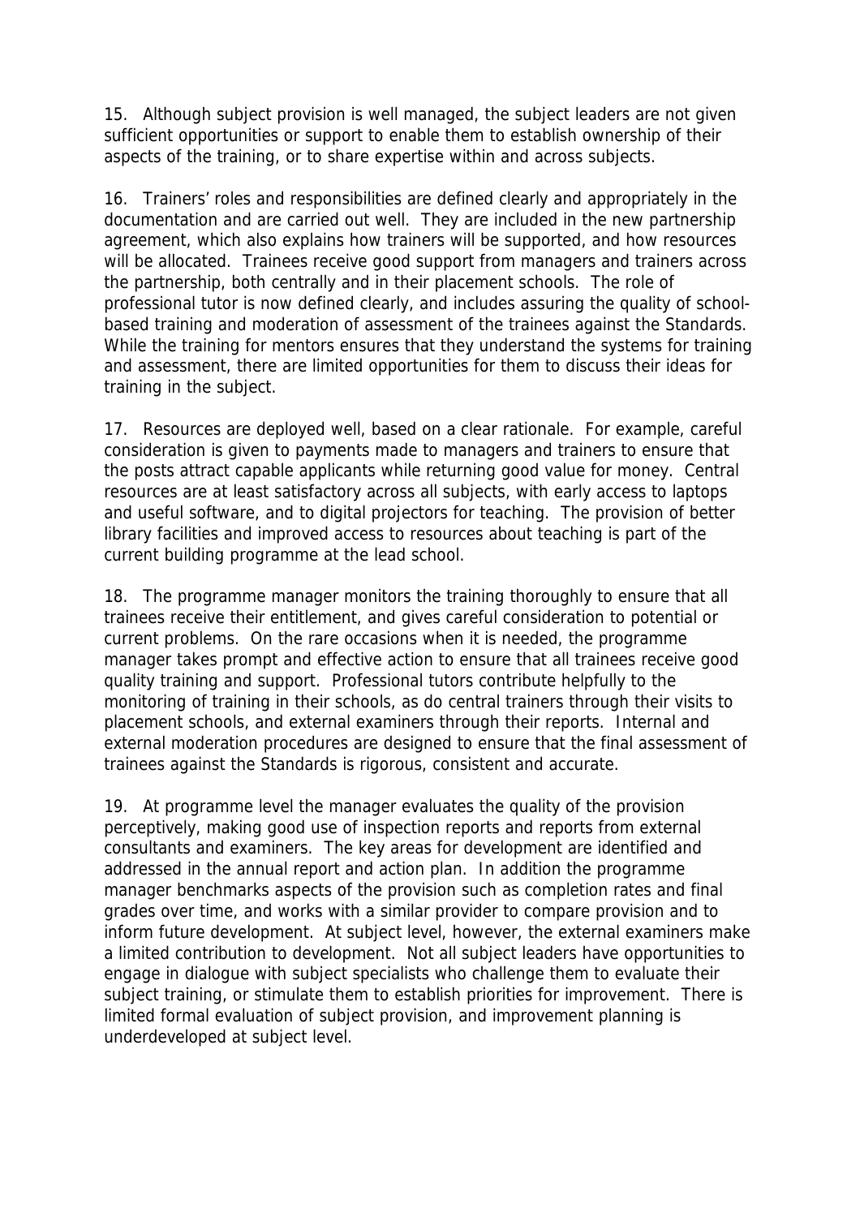15. Although subject provision is well managed, the subject leaders are not given sufficient opportunities or support to enable them to establish ownership of their aspects of the training, or to share expertise within and across subjects.

16. Trainers' roles and responsibilities are defined clearly and appropriately in the documentation and are carried out well. They are included in the new partnership agreement, which also explains how trainers will be supported, and how resources will be allocated. Trainees receive good support from managers and trainers across the partnership, both centrally and in their placement schools. The role of professional tutor is now defined clearly, and includes assuring the quality of school-based training and moderation of assessment of the trainees against the Standards. While the training for mentors ensures that they understand the systems for training and assessment, there are limited opportunities for them to discuss their ideas for training in the subject.

17. Resources are deployed well, based on a clear rationale. For example, careful consideration is given to payments made to managers and trainers to ensure that the posts attract capable applicants while returning good value for money. Central resources are at least satisfactory across all subjects, with early access to laptops and useful software, and to digital projectors for teaching. The provision of better library facilities and improved access to resources about teaching is part of the current building programme at the lead school.

18. The programme manager monitors the training thoroughly to ensure that all trainees receive their entitlement, and gives careful consideration to potential or current problems. On the rare occasions when it is needed, the programme manager takes prompt and effective action to ensure that all trainees receive good quality training and support. Professional tutors contribute helpfully to the monitoring of training in their schools, as do central trainers through their visits to placement schools, and external examiners through their reports. Internal and external moderation procedures are designed to ensure that the final assessment of trainees against the Standards is rigorous, consistent and accurate.

19. At programme level the manager evaluates the quality of the provision perceptively, making good use of inspection reports and reports from external consultants and examiners. The key areas for development are identified and addressed in the annual report and action plan. In addition the programme manager benchmarks aspects of the provision such as completion rates and final grades over time, and works with a similar provider to compare provision and to inform future development. At subject level, however, the external examiners make a limited contribution to development. Not all subject leaders have opportunities to engage in dialogue with subject specialists who challenge them to evaluate their subject training, or stimulate them to establish priorities for improvement. There is limited formal evaluation of subject provision, and improvement planning is underdeveloped at subject level.